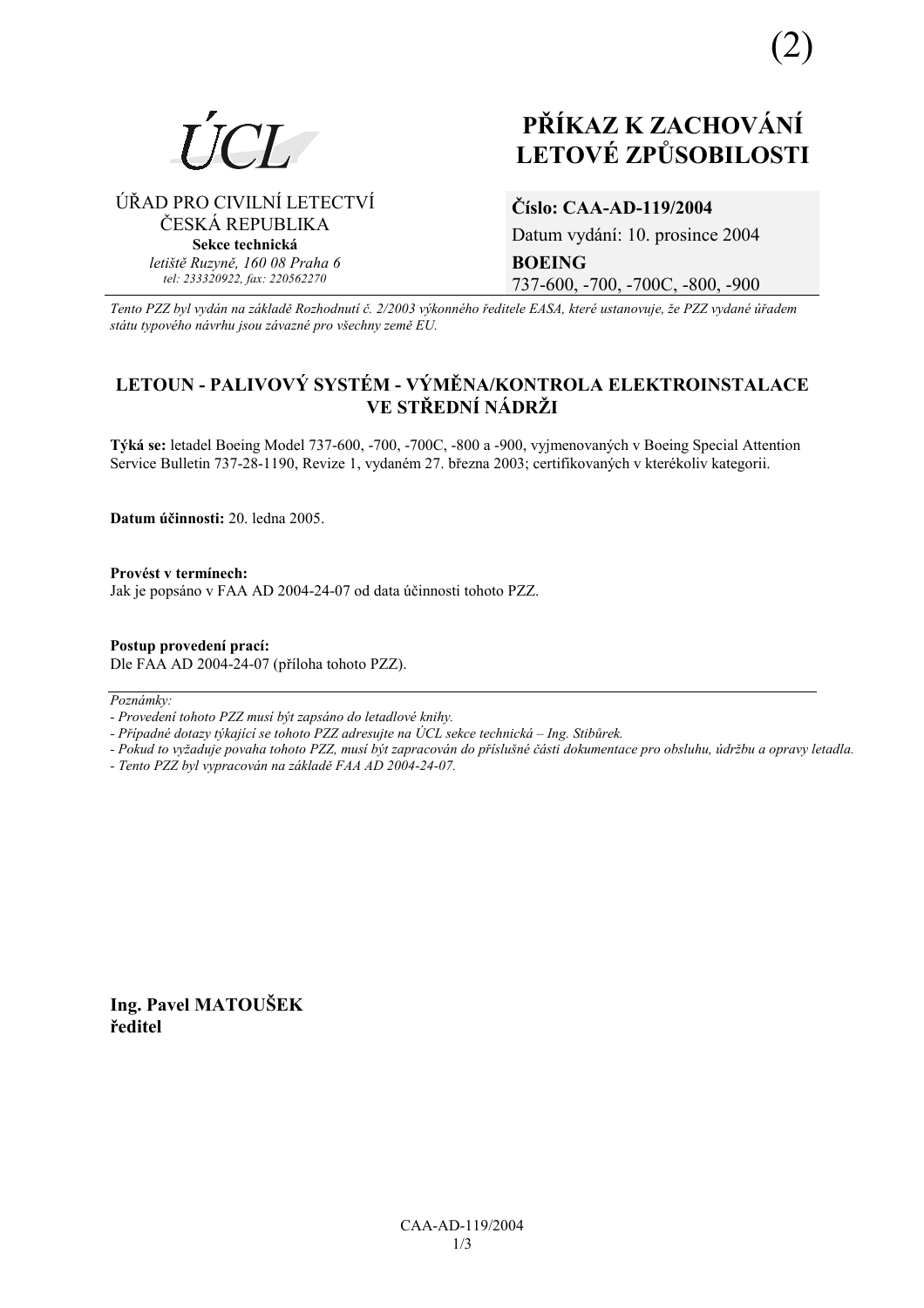(2)

ÚCL

ÚŘAD PRO CIVILNÍ LETECTVÍ
ČESKÁ REPUBLIKA
**Sekce technická**
*letiště Ruzyně, 160 08 Praha 6*
*tel: 233320922, fax: 220562270*

# PŘÍKAZ K ZACHOVÁNÍ LETOVÉ ZPŮSOBILOSTI

**Číslo: CAA-AD-119/2004**
Datum vydání: 10. prosince 2004
**BOEING**
737-600, -700, -700C, -800, -900

*Tento PZZ byl vydán na základě Rozhodnutí č. 2/2003 výkonného ředitele EASA, které ustanovuje, že PZZ vydané úřadem státu typového návrhu jsou závazné pro všechny země EU.*

## LETOUN - PALIVOVÝ SYSTÉM - VÝMĚNA/KONTROLA ELEKTROINSTALACE VE STŘEDNÍ NÁDRŽI

**Týká se:** letadel Boeing Model 737-600, -700, -700C, -800 a -900, vyjmenovaných v Boeing Special Attention Service Bulletin 737-28-1190, Revize 1, vydaném 27. března 2003; certifikovaných v kterékoliv kategorii.

**Datum účinnosti:** 20. ledna 2005.

**Provést v termínech:**
Jak je popsáno v FAA AD 2004-24-07 od data účinnosti tohoto PZZ.

**Postup provedení prací:**
Dle FAA AD 2004-24-07 (příloha tohoto PZZ).

*Poznámky:*

*- Provedení tohoto PZZ musí být zapsáno do letadlové knihy.*
*- Případné dotazy týkající se tohoto PZZ adresujte na ÚCL sekce technická – Ing. Stibůrek.*
*- Pokud to vyžaduje povaha tohoto PZZ, musí být zapracován do příslušné části dokumentace pro obsluhu, údržbu a opravy letadla.*
*- Tento PZZ byl vypracován na základě FAA AD 2004-24-07.*

**Ing. Pavel MATOUŠEK**
**ředitel**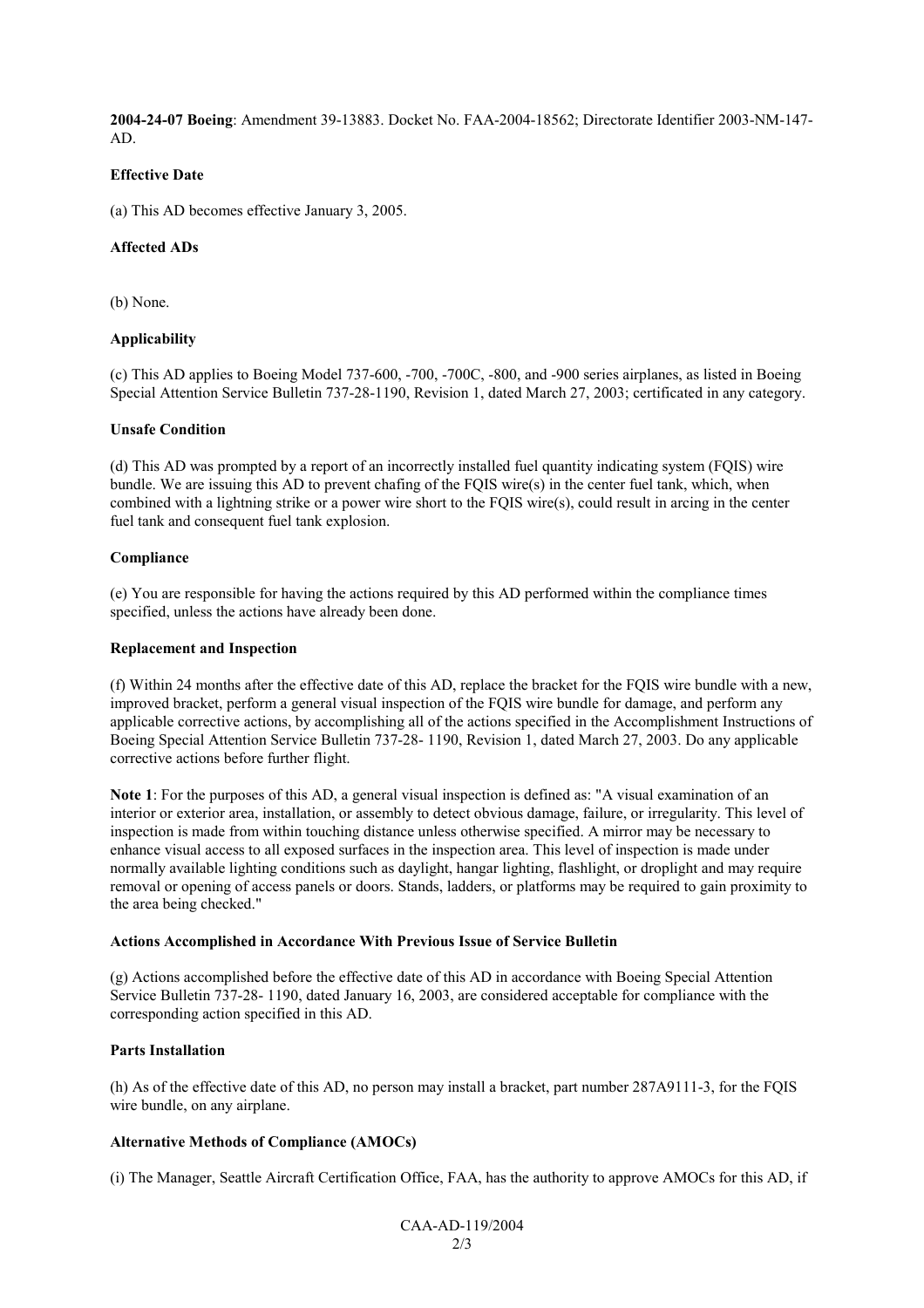**2004-24-07 Boeing**: Amendment 39-13883. Docket No. FAA-2004-18562; Directorate Identifier 2003-NM-147-AD.

**Effective Date**

(a) This AD becomes effective January 3, 2005.

**Affected ADs**

(b) None.

**Applicability**

(c) This AD applies to Boeing Model 737-600, -700, -700C, -800, and -900 series airplanes, as listed in Boeing Special Attention Service Bulletin 737-28-1190, Revision 1, dated March 27, 2003; certificated in any category.

**Unsafe Condition**

(d) This AD was prompted by a report of an incorrectly installed fuel quantity indicating system (FQIS) wire bundle. We are issuing this AD to prevent chafing of the FQIS wire(s) in the center fuel tank, which, when combined with a lightning strike or a power wire short to the FQIS wire(s), could result in arcing in the center fuel tank and consequent fuel tank explosion.

**Compliance**

(e) You are responsible for having the actions required by this AD performed within the compliance times specified, unless the actions have already been done.

**Replacement and Inspection**

(f) Within 24 months after the effective date of this AD, replace the bracket for the FQIS wire bundle with a new, improved bracket, perform a general visual inspection of the FQIS wire bundle for damage, and perform any applicable corrective actions, by accomplishing all of the actions specified in the Accomplishment Instructions of Boeing Special Attention Service Bulletin 737-28- 1190, Revision 1, dated March 27, 2003. Do any applicable corrective actions before further flight.

**Note 1**: For the purposes of this AD, a general visual inspection is defined as: "A visual examination of an interior or exterior area, installation, or assembly to detect obvious damage, failure, or irregularity. This level of inspection is made from within touching distance unless otherwise specified. A mirror may be necessary to enhance visual access to all exposed surfaces in the inspection area. This level of inspection is made under normally available lighting conditions such as daylight, hangar lighting, flashlight, or droplight and may require removal or opening of access panels or doors. Stands, ladders, or platforms may be required to gain proximity to the area being checked."

**Actions Accomplished in Accordance With Previous Issue of Service Bulletin**

(g) Actions accomplished before the effective date of this AD in accordance with Boeing Special Attention Service Bulletin 737-28- 1190, dated January 16, 2003, are considered acceptable for compliance with the corresponding action specified in this AD.

**Parts Installation**

(h) As of the effective date of this AD, no person may install a bracket, part number 287A9111-3, for the FQIS wire bundle, on any airplane.

**Alternative Methods of Compliance (AMOCs)**

(i) The Manager, Seattle Aircraft Certification Office, FAA, has the authority to approve AMOCs for this AD, if

CAA-AD-119/2004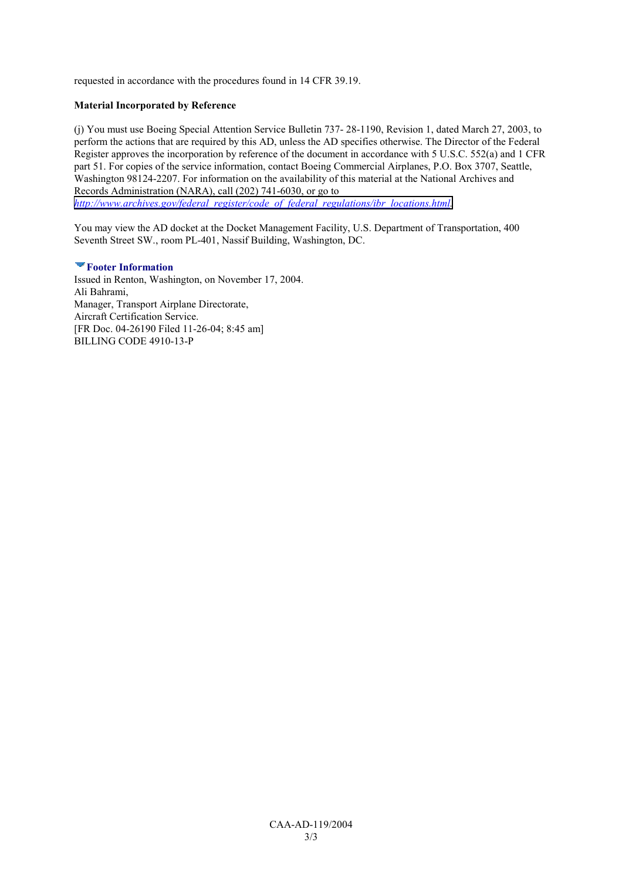requested in accordance with the procedures found in 14 CFR 39.19.

**Material Incorporated by Reference**

(j) You must use Boeing Special Attention Service Bulletin 737- 28-1190, Revision 1, dated March 27, 2003, to perform the actions that are required by this AD, unless the AD specifies otherwise. The Director of the Federal Register approves the incorporation by reference of the document in accordance with 5 U.S.C. 552(a) and 1 CFR part 51. For copies of the service information, contact Boeing Commercial Airplanes, P.O. Box 3707, Seattle, Washington 98124-2207. For information on the availability of this material at the National Archives and Records Administration (NARA), call (202) 741-6030, or go to *http://www.archives.gov/federal_register/code_of_federal_regulations/ibr_locations.html*.

You may view the AD docket at the Docket Management Facility, U.S. Department of Transportation, 400 Seventh Street SW., room PL-401, Nassif Building, Washington, DC.

**Footer Information**

Issued in Renton, Washington, on November 17, 2004.
Ali Bahrami,
Manager, Transport Airplane Directorate,
Aircraft Certification Service.
[FR Doc. 04-26190 Filed 11-26-04; 8:45 am]
BILLING CODE 4910-13-P